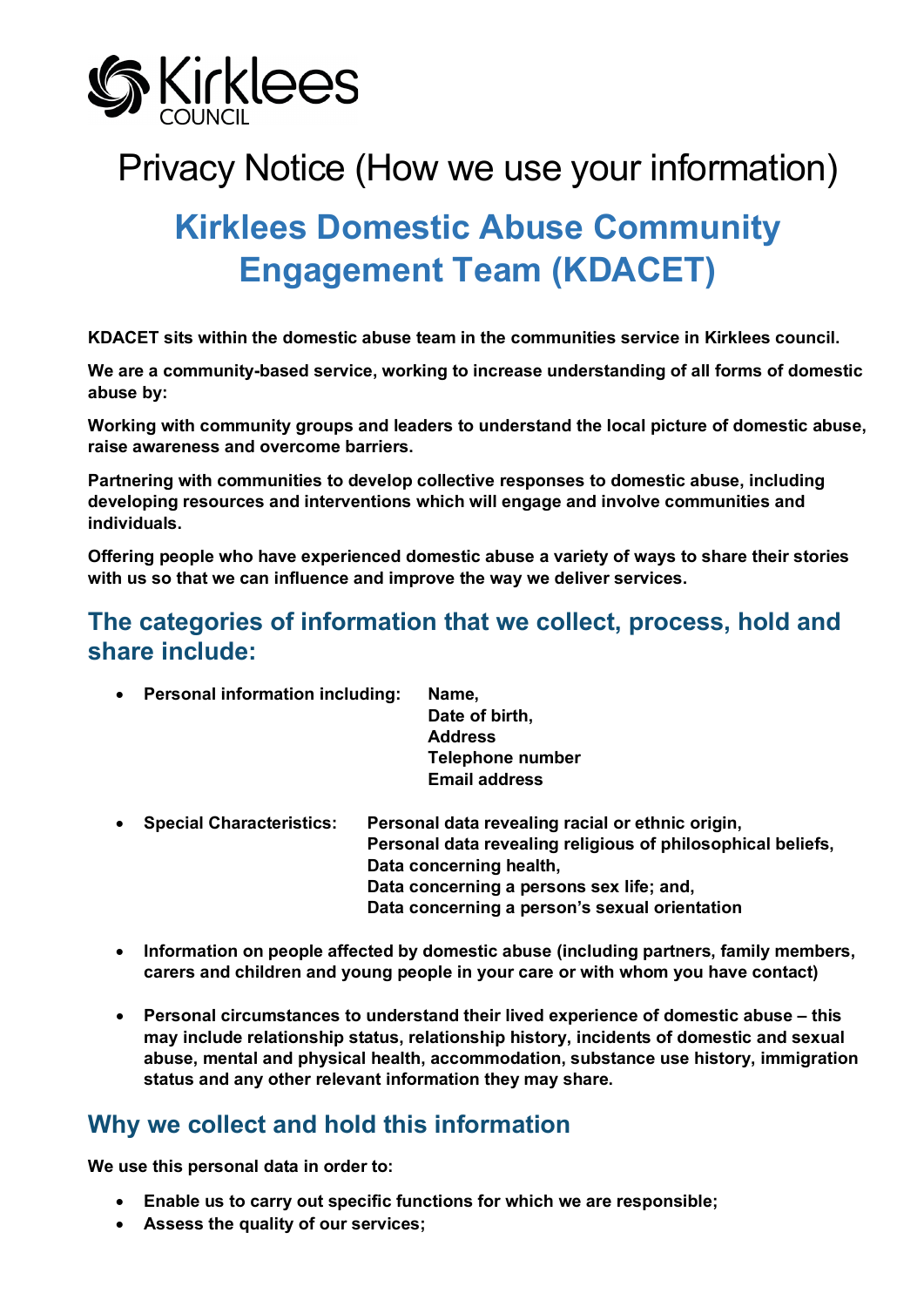# Privacy Notice (How we use your information)

## Kirklees Domestic Abuse Community Engagement Team (KDACET)

**KDACET sits within the domestic abuse team in the communities service in Kirklees council.**

**We are a community-based service, working to increase understanding of all forms of domestic abuse by:**

**Working with community groups and leaders to understand the local picture of domestic abuse, raise awareness and overcome barriers.**

**Partnering with communities to develop collective responses to domestic abuse, including developing resources and interventions which will engage and involve communities and individuals.**

**Offering people who have experienced domestic abuse a variety of ways to share their stories with us so that we can influence and improve the way we deliver services.**

## The categories of information that we collect, process, hold and share include:

- **Personal information including:** **Name,**
  **Date of birth,**
  **Address**
  **Telephone number**
  **Email address**

- **Special Characteristics:** **Personal data revealing racial or ethnic origin,**
  **Personal data revealing religious of philosophical beliefs,**
  **Data concerning health,**
  **Data concerning a persons sex life; and,**
  **Data concerning a person's sexual orientation**

- **Information on people affected by domestic abuse (including partners, family members, carers and children and young people in your care or with whom you have contact)**

- **Personal circumstances to understand their lived experience of domestic abuse – this may include relationship status, relationship history, incidents of domestic and sexual abuse, mental and physical health, accommodation, substance use history, immigration status and any other relevant information they may share.**

## Why we collect and hold this information

**We use this personal data in order to:**

- **Enable us to carry out specific functions for which we are responsible;**
- **Assess the quality of our services;**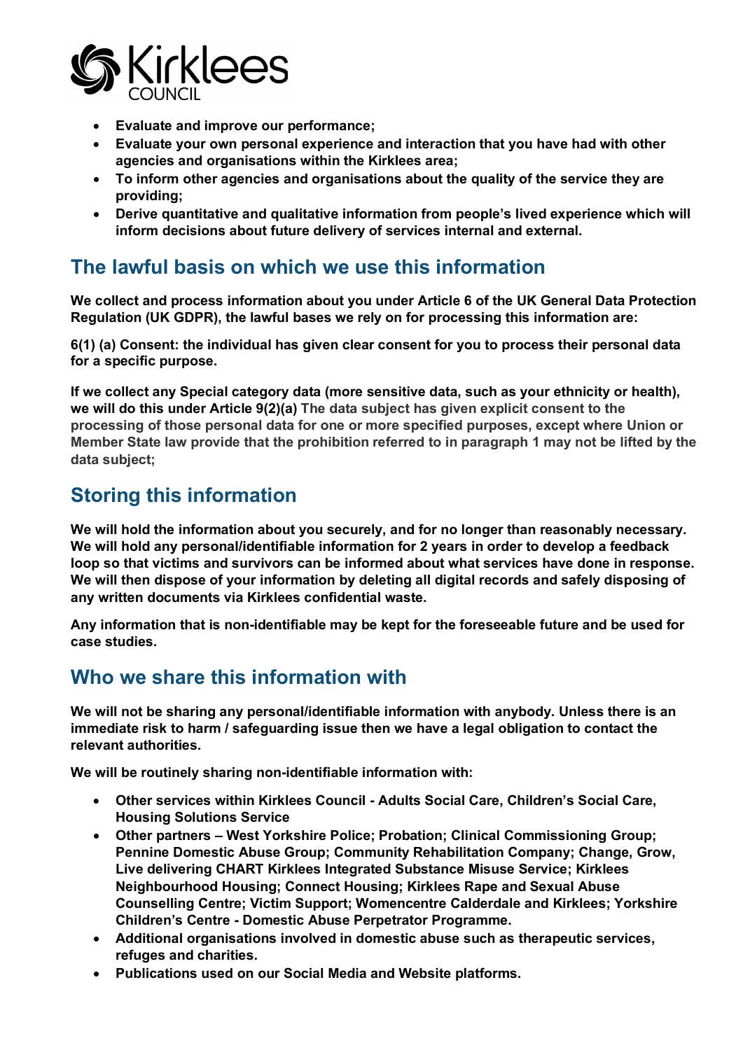- **Evaluate and improve our performance;**
- **Evaluate your own personal experience and interaction that you have had with other agencies and organisations within the Kirklees area;**
- **To inform other agencies and organisations about the quality of the service they are providing;**
- **Derive quantitative and qualitative information from people's lived experience which will inform decisions about future delivery of services internal and external.**

## The lawful basis on which we use this information

**We collect and process information about you under Article 6 of the UK General Data Protection Regulation (UK GDPR), the lawful bases we rely on for processing this information are:**

**6(1) (a) Consent: the individual has given clear consent for you to process their personal data for a specific purpose.**

**If we collect any Special category data (more sensitive data, such as your ethnicity or health), we will do this under Article 9(2)(a) The data subject has given explicit consent to the processing of those personal data for one or more specified purposes, except where Union or Member State law provide that the prohibition referred to in paragraph 1 may not be lifted by the data subject;**

## Storing this information

**We will hold the information about you securely, and for no longer than reasonably necessary. We will hold any personal/identifiable information for 2 years in order to develop a feedback loop so that victims and survivors can be informed about what services have done in response. We will then dispose of your information by deleting all digital records and safely disposing of any written documents via Kirklees confidential waste.**

**Any information that is non-identifiable may be kept for the foreseeable future and be used for case studies.**

## Who we share this information with

**We will not be sharing any personal/identifiable information with anybody. Unless there is an immediate risk to harm / safeguarding issue then we have a legal obligation to contact the relevant authorities.**

**We will be routinely sharing non-identifiable information with:**

- **Other services within Kirklees Council - Adults Social Care, Children's Social Care, Housing Solutions Service**
- **Other partners – West Yorkshire Police; Probation; Clinical Commissioning Group; Pennine Domestic Abuse Group; Community Rehabilitation Company; Change, Grow, Live delivering CHART Kirklees Integrated Substance Misuse Service; Kirklees Neighbourhood Housing; Connect Housing; Kirklees Rape and Sexual Abuse Counselling Centre; Victim Support; Womencentre Calderdale and Kirklees; Yorkshire Children's Centre - Domestic Abuse Perpetrator Programme.**
- **Additional organisations involved in domestic abuse such as therapeutic services, refuges and charities.**
- **Publications used on our Social Media and Website platforms.**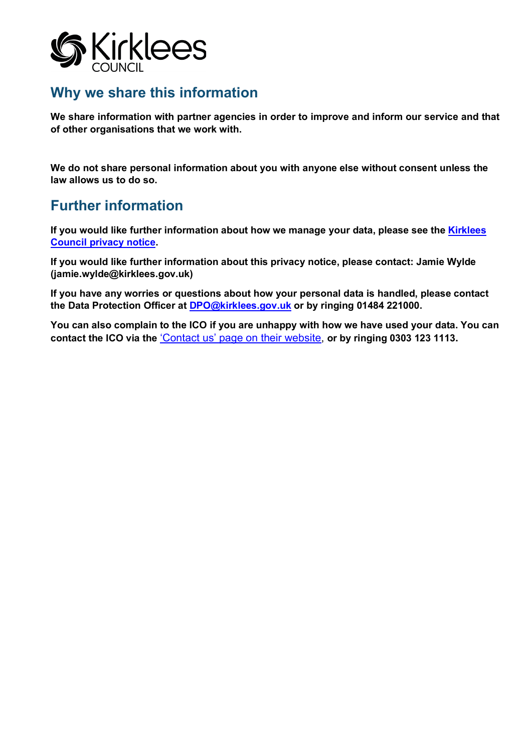## Why we share this information

**We share information with partner agencies in order to improve and inform our service and that of other organisations that we work with.**

**We do not share personal information about you with anyone else without consent unless the law allows us to do so.**

## Further information

**If you would like further information about how we manage your data, please see the Kirklees Council privacy notice.**

**If you would like further information about this privacy notice, please contact: Jamie Wylde (jamie.wylde@kirklees.gov.uk)**

**If you have any worries or questions about how your personal data is handled, please contact the Data Protection Officer at DPO@kirklees.gov.uk or by ringing 01484 221000.**

**You can also complain to the ICO if you are unhappy with how we have used your data. You can contact the ICO via the** 'Contact us' page on their website**, or by ringing 0303 123 1113.**